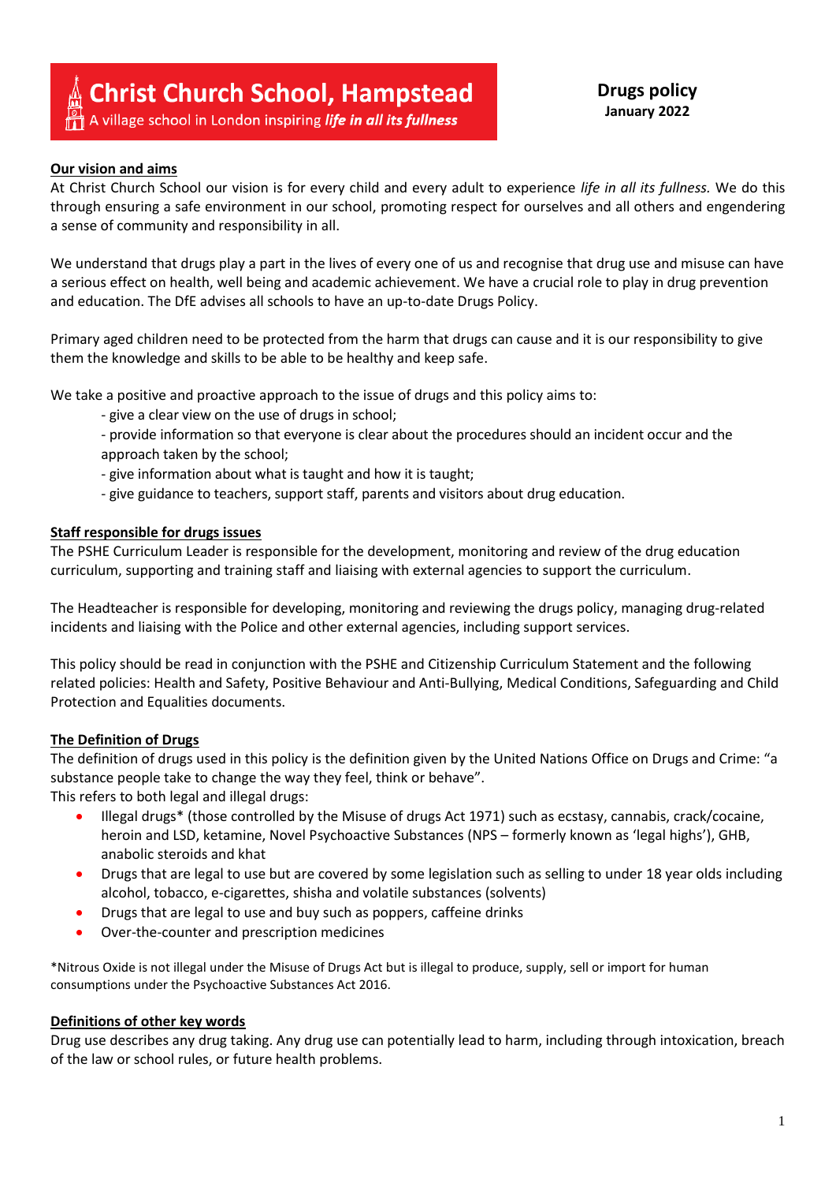# Christ Church School, Hampstead

A village school in London inspiring ***life in all its fullness***

**Drugs policy**
**January 2022**

## Our vision and aims

At Christ Church School our vision is for every child and every adult to experience *life in all its fullness.* We do this through ensuring a safe environment in our school, promoting respect for ourselves and all others and engendering a sense of community and responsibility in all.

We understand that drugs play a part in the lives of every one of us and recognise that drug use and misuse can have a serious effect on health, well being and academic achievement. We have a crucial role to play in drug prevention and education. The DfE advises all schools to have an up-to-date Drugs Policy.

Primary aged children need to be protected from the harm that drugs can cause and it is our responsibility to give them the knowledge and skills to be able to be healthy and keep safe.

We take a positive and proactive approach to the issue of drugs and this policy aims to:

- give a clear view on the use of drugs in school;
- provide information so that everyone is clear about the procedures should an incident occur and the approach taken by the school;
- give information about what is taught and how it is taught;
- give guidance to teachers, support staff, parents and visitors about drug education.

## Staff responsible for drugs issues

The PSHE Curriculum Leader is responsible for the development, monitoring and review of the drug education curriculum, supporting and training staff and liaising with external agencies to support the curriculum.

The Headteacher is responsible for developing, monitoring and reviewing the drugs policy, managing drug-related incidents and liaising with the Police and other external agencies, including support services.

This policy should be read in conjunction with the PSHE and Citizenship Curriculum Statement and the following related policies: Health and Safety, Positive Behaviour and Anti-Bullying, Medical Conditions, Safeguarding and Child Protection and Equalities documents.

## The Definition of Drugs

The definition of drugs used in this policy is the definition given by the United Nations Office on Drugs and Crime: "a substance people take to change the way they feel, think or behave".
This refers to both legal and illegal drugs:

- Illegal drugs* (those controlled by the Misuse of drugs Act 1971) such as ecstasy, cannabis, crack/cocaine, heroin and LSD, ketamine, Novel Psychoactive Substances (NPS – formerly known as 'legal highs'), GHB, anabolic steroids and khat
- Drugs that are legal to use but are covered by some legislation such as selling to under 18 year olds including alcohol, tobacco, e-cigarettes, shisha and volatile substances (solvents)
- Drugs that are legal to use and buy such as poppers, caffeine drinks
- Over-the-counter and prescription medicines

*Nitrous Oxide is not illegal under the Misuse of Drugs Act but is illegal to produce, supply, sell or import for human consumptions under the Psychoactive Substances Act 2016.

## Definitions of other key words

Drug use describes any drug taking. Any drug use can potentially lead to harm, including through intoxication, breach of the law or school rules, or future health problems.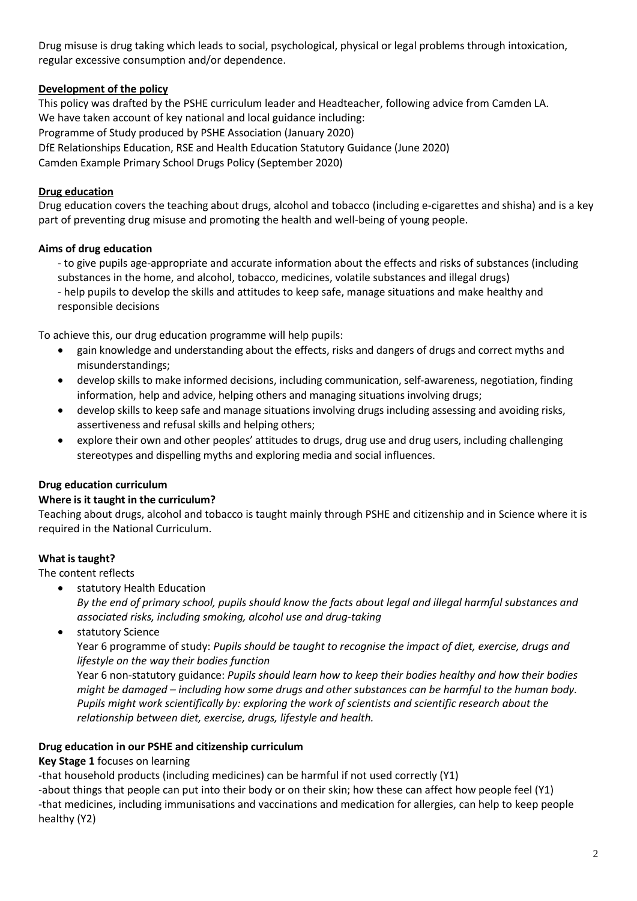Drug misuse is drug taking which leads to social, psychological, physical or legal problems through intoxication, regular excessive consumption and/or dependence.

**Development of the policy**

This policy was drafted by the PSHE curriculum leader and Headteacher, following advice from Camden LA.
We have taken account of key national and local guidance including:
Programme of Study produced by PSHE Association (January 2020)
DfE Relationships Education, RSE and Health Education Statutory Guidance (June 2020)
Camden Example Primary School Drugs Policy (September 2020)

**Drug education**

Drug education covers the teaching about drugs, alcohol and tobacco (including e-cigarettes and shisha) and is a key part of preventing drug misuse and promoting the health and well-being of young people.

**Aims of drug education**

- to give pupils age-appropriate and accurate information about the effects and risks of substances (including substances in the home, and alcohol, tobacco, medicines, volatile substances and illegal drugs)
- help pupils to develop the skills and attitudes to keep safe, manage situations and make healthy and responsible decisions

To achieve this, our drug education programme will help pupils:

- gain knowledge and understanding about the effects, risks and dangers of drugs and correct myths and misunderstandings;
- develop skills to make informed decisions, including communication, self-awareness, negotiation, finding information, help and advice, helping others and managing situations involving drugs;
- develop skills to keep safe and manage situations involving drugs including assessing and avoiding risks, assertiveness and refusal skills and helping others;
- explore their own and other peoples' attitudes to drugs, drug use and drug users, including challenging stereotypes and dispelling myths and exploring media and social influences.

**Drug education curriculum**

**Where is it taught in the curriculum?**

Teaching about drugs, alcohol and tobacco is taught mainly through PSHE and citizenship and in Science where it is required in the National Curriculum.

**What is taught?**

The content reflects

- statutory Health Education
  *By the end of primary school, pupils should know the facts about legal and illegal harmful substances and associated risks, including smoking, alcohol use and drug-taking*
- statutory Science
  Year 6 programme of study: *Pupils should be taught to recognise the impact of diet, exercise, drugs and lifestyle on the way their bodies function*
  Year 6 non-statutory guidance: *Pupils should learn how to keep their bodies healthy and how their bodies might be damaged – including how some drugs and other substances can be harmful to the human body. Pupils might work scientifically by: exploring the work of scientists and scientific research about the relationship between diet, exercise, drugs, lifestyle and health.*

**Drug education in our PSHE and citizenship curriculum**

**Key Stage 1** focuses on learning

-that household products (including medicines) can be harmful if not used correctly (Y1)
-about things that people can put into their body or on their skin; how these can affect how people feel (Y1)
-that medicines, including immunisations and vaccinations and medication for allergies, can help to keep people healthy (Y2)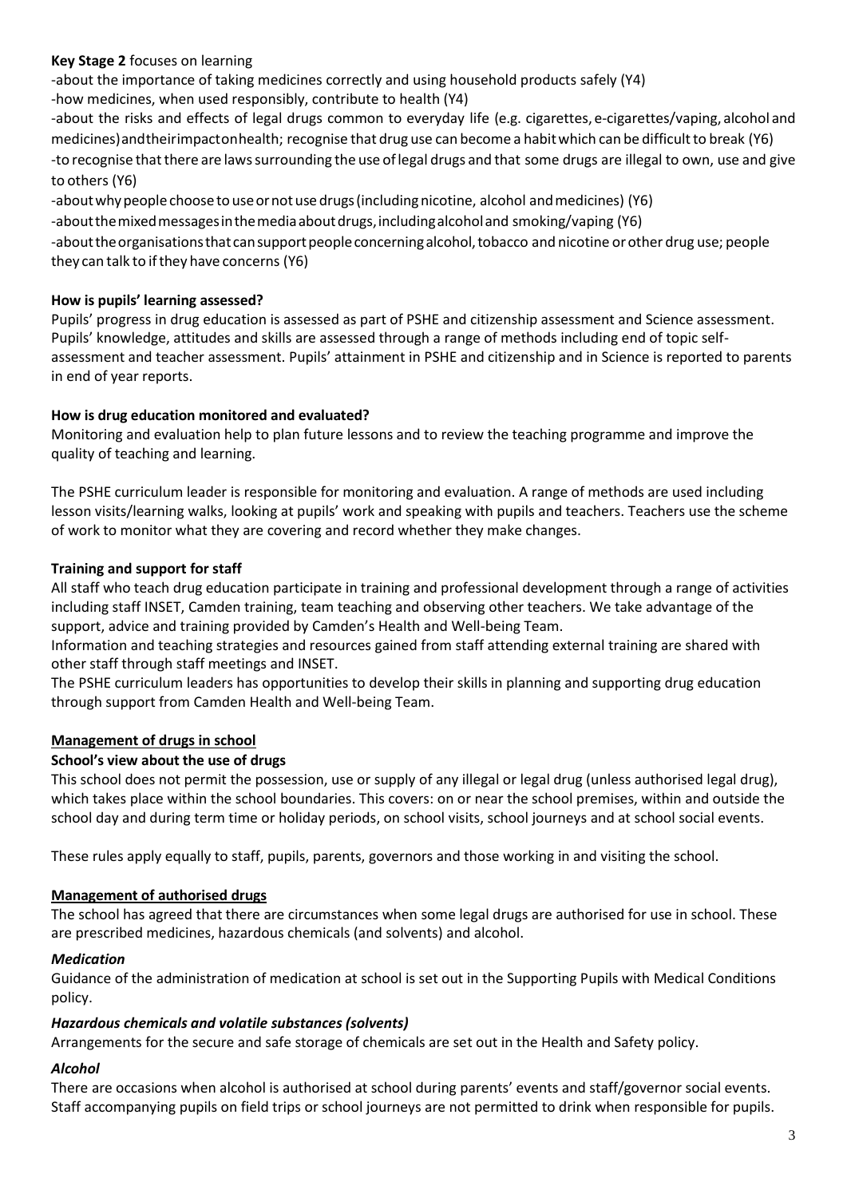**Key Stage 2** focuses on learning

- about the importance of taking medicines correctly and using household products safely (Y4)
- how medicines, when used responsibly, contribute to health (Y4)
- about the risks and effects of legal drugs common to everyday life (e.g. cigarettes, e-cigarettes/vaping, alcohol and medicines) and their impact on health; recognise that drug use can become a habit which can be difficult to break (Y6)
- to recognise that there are laws surrounding the use of legal drugs and that some drugs are illegal to own, use and give to others (Y6)
- about why people choose to use or not use drugs (including nicotine, alcohol and medicines) (Y6)
- about the mixed messages in the media about drugs, including alcohol and smoking/vaping (Y6)
- about the organisations that can support people concerning alcohol, tobacco and nicotine or other drug use; people they can talk to if they have concerns (Y6)

### How is pupils' learning assessed?

Pupils' progress in drug education is assessed as part of PSHE and citizenship assessment and Science assessment. Pupils' knowledge, attitudes and skills are assessed through a range of methods including end of topic self-assessment and teacher assessment. Pupils' attainment in PSHE and citizenship and in Science is reported to parents in end of year reports.

### How is drug education monitored and evaluated?

Monitoring and evaluation help to plan future lessons and to review the teaching programme and improve the quality of teaching and learning.

The PSHE curriculum leader is responsible for monitoring and evaluation. A range of methods are used including lesson visits/learning walks, looking at pupils' work and speaking with pupils and teachers. Teachers use the scheme of work to monitor what they are covering and record whether they make changes.

### Training and support for staff

All staff who teach drug education participate in training and professional development through a range of activities including staff INSET, Camden training, team teaching and observing other teachers. We take advantage of the support, advice and training provided by Camden's Health and Well-being Team.

Information and teaching strategies and resources gained from staff attending external training are shared with other staff through staff meetings and INSET.

The PSHE curriculum leaders has opportunities to develop their skills in planning and supporting drug education through support from Camden Health and Well-being Team.

## Management of drugs in school

### School's view about the use of drugs

This school does not permit the possession, use or supply of any illegal or legal drug (unless authorised legal drug), which takes place within the school boundaries. This covers: on or near the school premises, within and outside the school day and during term time or holiday periods, on school visits, school journeys and at school social events.

These rules apply equally to staff, pupils, parents, governors and those working in and visiting the school.

## Management of authorised drugs

The school has agreed that there are circumstances when some legal drugs are authorised for use in school. These are prescribed medicines, hazardous chemicals (and solvents) and alcohol.

### *Medication*

Guidance of the administration of medication at school is set out in the Supporting Pupils with Medical Conditions policy.

### *Hazardous chemicals and volatile substances (solvents)*

Arrangements for the secure and safe storage of chemicals are set out in the Health and Safety policy.

### *Alcohol*

There are occasions when alcohol is authorised at school during parents' events and staff/governor social events. Staff accompanying pupils on field trips or school journeys are not permitted to drink when responsible for pupils.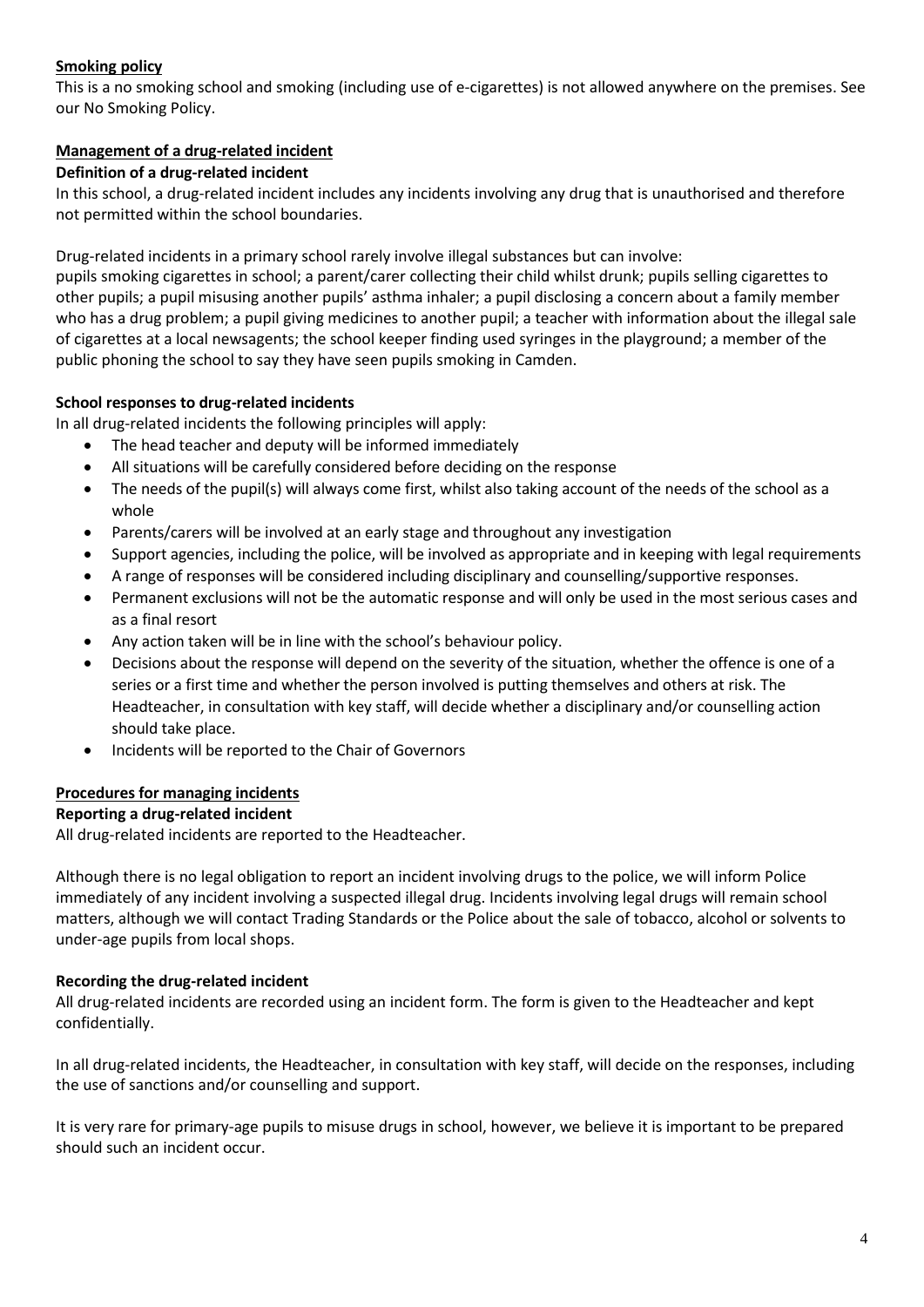**Smoking policy**

This is a no smoking school and smoking (including use of e-cigarettes) is not allowed anywhere on the premises. See our No Smoking Policy.

**Management of a drug-related incident**

**Definition of a drug-related incident**

In this school, a drug-related incident includes any incidents involving any drug that is unauthorised and therefore not permitted within the school boundaries.

Drug-related incidents in a primary school rarely involve illegal substances but can involve:
pupils smoking cigarettes in school; a parent/carer collecting their child whilst drunk; pupils selling cigarettes to other pupils; a pupil misusing another pupils' asthma inhaler; a pupil disclosing a concern about a family member who has a drug problem; a pupil giving medicines to another pupil; a teacher with information about the illegal sale of cigarettes at a local newsagents; the school keeper finding used syringes in the playground; a member of the public phoning the school to say they have seen pupils smoking in Camden.

**School responses to drug-related incidents**

In all drug-related incidents the following principles will apply:

- The head teacher and deputy will be informed immediately
- All situations will be carefully considered before deciding on the response
- The needs of the pupil(s) will always come first, whilst also taking account of the needs of the school as a whole
- Parents/carers will be involved at an early stage and throughout any investigation
- Support agencies, including the police, will be involved as appropriate and in keeping with legal requirements
- A range of responses will be considered including disciplinary and counselling/supportive responses.
- Permanent exclusions will not be the automatic response and will only be used in the most serious cases and as a final resort
- Any action taken will be in line with the school's behaviour policy.
- Decisions about the response will depend on the severity of the situation, whether the offence is one of a series or a first time and whether the person involved is putting themselves and others at risk. The Headteacher, in consultation with key staff, will decide whether a disciplinary and/or counselling action should take place.
- Incidents will be reported to the Chair of Governors

**Procedures for managing incidents**

**Reporting a drug-related incident**

All drug-related incidents are reported to the Headteacher.

Although there is no legal obligation to report an incident involving drugs to the police, we will inform Police immediately of any incident involving a suspected illegal drug. Incidents involving legal drugs will remain school matters, although we will contact Trading Standards or the Police about the sale of tobacco, alcohol or solvents to under-age pupils from local shops.

**Recording the drug-related incident**

All drug-related incidents are recorded using an incident form. The form is given to the Headteacher and kept confidentially.

In all drug-related incidents, the Headteacher, in consultation with key staff, will decide on the responses, including the use of sanctions and/or counselling and support.

It is very rare for primary-age pupils to misuse drugs in school, however, we believe it is important to be prepared should such an incident occur.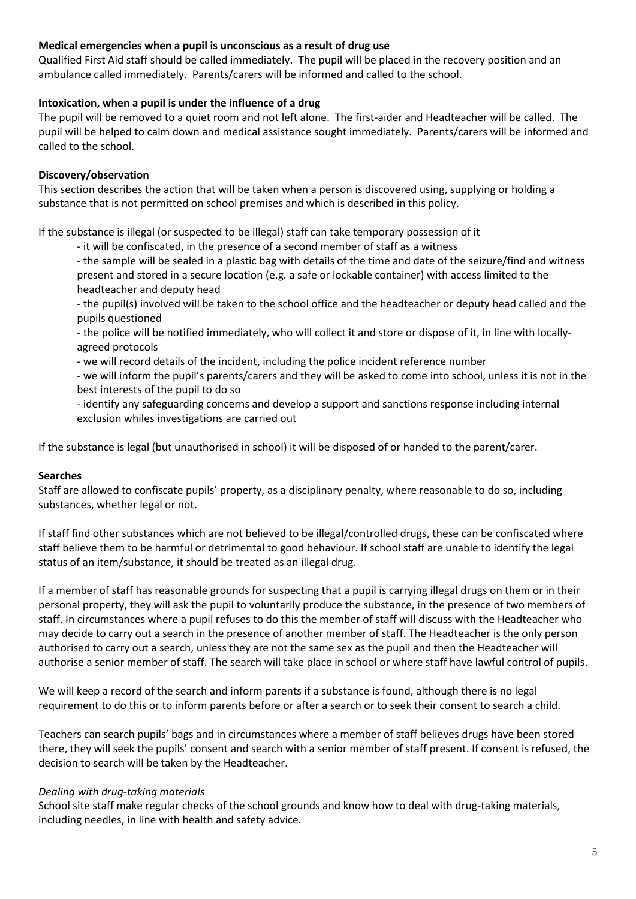**Medical emergencies when a pupil is unconscious as a result of drug use**

Qualified First Aid staff should be called immediately. The pupil will be placed in the recovery position and an ambulance called immediately. Parents/carers will be informed and called to the school.

**Intoxication, when a pupil is under the influence of a drug**

The pupil will be removed to a quiet room and not left alone. The first-aider and Headteacher will be called. The pupil will be helped to calm down and medical assistance sought immediately. Parents/carers will be informed and called to the school.

**Discovery/observation**

This section describes the action that will be taken when a person is discovered using, supplying or holding a substance that is not permitted on school premises and which is described in this policy.

If the substance is illegal (or suspected to be illegal) staff can take temporary possession of it

- it will be confiscated, in the presence of a second member of staff as a witness
- the sample will be sealed in a plastic bag with details of the time and date of the seizure/find and witness present and stored in a secure location (e.g. a safe or lockable container) with access limited to the headteacher and deputy head
- the pupil(s) involved will be taken to the school office and the headteacher or deputy head called and the pupils questioned
- the police will be notified immediately, who will collect it and store or dispose of it, in line with locally-agreed protocols
- we will record details of the incident, including the police incident reference number
- we will inform the pupil's parents/carers and they will be asked to come into school, unless it is not in the best interests of the pupil to do so
- identify any safeguarding concerns and develop a support and sanctions response including internal exclusion whiles investigations are carried out

If the substance is legal (but unauthorised in school) it will be disposed of or handed to the parent/carer.

**Searches**

Staff are allowed to confiscate pupils' property, as a disciplinary penalty, where reasonable to do so, including substances, whether legal or not.

If staff find other substances which are not believed to be illegal/controlled drugs, these can be confiscated where staff believe them to be harmful or detrimental to good behaviour. If school staff are unable to identify the legal status of an item/substance, it should be treated as an illegal drug.

If a member of staff has reasonable grounds for suspecting that a pupil is carrying illegal drugs on them or in their personal property, they will ask the pupil to voluntarily produce the substance, in the presence of two members of staff. In circumstances where a pupil refuses to do this the member of staff will discuss with the Headteacher who may decide to carry out a search in the presence of another member of staff. The Headteacher is the only person authorised to carry out a search, unless they are not the same sex as the pupil and then the Headteacher will authorise a senior member of staff. The search will take place in school or where staff have lawful control of pupils.

We will keep a record of the search and inform parents if a substance is found, although there is no legal requirement to do this or to inform parents before or after a search or to seek their consent to search a child.

Teachers can search pupils' bags and in circumstances where a member of staff believes drugs have been stored there, they will seek the pupils' consent and search with a senior member of staff present. If consent is refused, the decision to search will be taken by the Headteacher.

*Dealing with drug-taking materials*

School site staff make regular checks of the school grounds and know how to deal with drug-taking materials, including needles, in line with health and safety advice.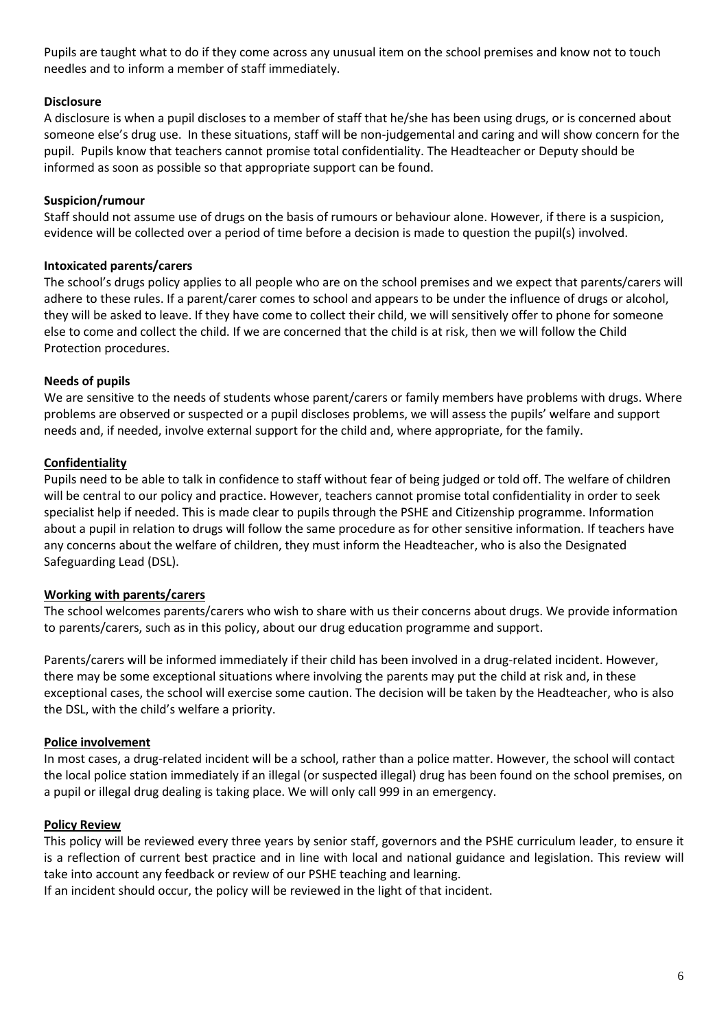Pupils are taught what to do if they come across any unusual item on the school premises and know not to touch needles and to inform a member of staff immediately.

**Disclosure**

A disclosure is when a pupil discloses to a member of staff that he/she has been using drugs, or is concerned about someone else's drug use. In these situations, staff will be non-judgemental and caring and will show concern for the pupil. Pupils know that teachers cannot promise total confidentiality. The Headteacher or Deputy should be informed as soon as possible so that appropriate support can be found.

**Suspicion/rumour**

Staff should not assume use of drugs on the basis of rumours or behaviour alone. However, if there is a suspicion, evidence will be collected over a period of time before a decision is made to question the pupil(s) involved.

**Intoxicated parents/carers**

The school's drugs policy applies to all people who are on the school premises and we expect that parents/carers will adhere to these rules. If a parent/carer comes to school and appears to be under the influence of drugs or alcohol, they will be asked to leave. If they have come to collect their child, we will sensitively offer to phone for someone else to come and collect the child. If we are concerned that the child is at risk, then we will follow the Child Protection procedures.

**Needs of pupils**

We are sensitive to the needs of students whose parent/carers or family members have problems with drugs. Where problems are observed or suspected or a pupil discloses problems, we will assess the pupils' welfare and support needs and, if needed, involve external support for the child and, where appropriate, for the family.

**Confidentiality**

Pupils need to be able to talk in confidence to staff without fear of being judged or told off. The welfare of children will be central to our policy and practice. However, teachers cannot promise total confidentiality in order to seek specialist help if needed. This is made clear to pupils through the PSHE and Citizenship programme. Information about a pupil in relation to drugs will follow the same procedure as for other sensitive information. If teachers have any concerns about the welfare of children, they must inform the Headteacher, who is also the Designated Safeguarding Lead (DSL).

**Working with parents/carers**

The school welcomes parents/carers who wish to share with us their concerns about drugs. We provide information to parents/carers, such as in this policy, about our drug education programme and support.

Parents/carers will be informed immediately if their child has been involved in a drug-related incident. However, there may be some exceptional situations where involving the parents may put the child at risk and, in these exceptional cases, the school will exercise some caution. The decision will be taken by the Headteacher, who is also the DSL, with the child's welfare a priority.

**Police involvement**

In most cases, a drug-related incident will be a school, rather than a police matter. However, the school will contact the local police station immediately if an illegal (or suspected illegal) drug has been found on the school premises, on a pupil or illegal drug dealing is taking place. We will only call 999 in an emergency.

**Policy Review**

This policy will be reviewed every three years by senior staff, governors and the PSHE curriculum leader, to ensure it is a reflection of current best practice and in line with local and national guidance and legislation. This review will take into account any feedback or review of our PSHE teaching and learning.

If an incident should occur, the policy will be reviewed in the light of that incident.